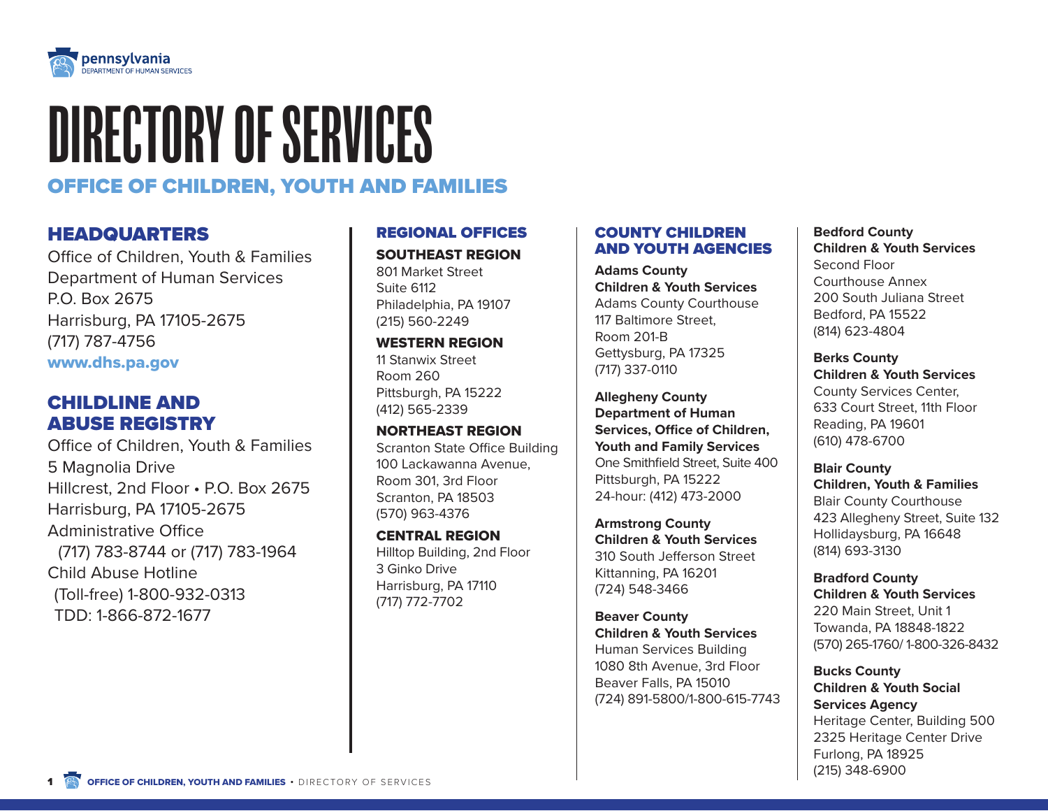pennsylvania
DEPARTMENT OF HUMAN SERVICES

# DIRECTORY OF SERVICES

## OFFICE OF CHILDREN, YOUTH AND FAMILIES

## HEADQUARTERS

Office of Children, Youth & Families
Department of Human Services
P.O. Box 2675
Harrisburg, PA 17105-2675
(717) 787-4756
**www.dhs.pa.gov**

## CHILDLINE AND ABUSE REGISTRY

Office of Children, Youth & Families
5 Magnolia Drive
Hillcrest, 2nd Floor • P.O. Box 2675
Harrisburg, PA 17105-2675
Administrative Office
(717) 783-8744 or (717) 783-1964
Child Abuse Hotline
(Toll-free) 1-800-932-0313
TDD: 1-866-872-1677

## REGIONAL OFFICES

### SOUTHEAST REGION

801 Market Street
Suite 6112
Philadelphia, PA 19107
(215) 560-2249

### WESTERN REGION

11 Stanwix Street
Room 260
Pittsburgh, PA 15222
(412) 565-2339

### NORTHEAST REGION

Scranton State Office Building
100 Lackawanna Avenue,
Room 301, 3rd Floor
Scranton, PA 18503
(570) 963-4376

### CENTRAL REGION

Hilltop Building, 2nd Floor
3 Ginko Drive
Harrisburg, PA 17110
(717) 772-7702

## COUNTY CHILDREN AND YOUTH AGENCIES

**Adams County
Children & Youth Services**
Adams County Courthouse
117 Baltimore Street,
Room 201-B
Gettysburg, PA 17325
(717) 337-0110

**Allegheny County
Department of Human Services, Office of Children, Youth and Family Services**
One Smithfield Street, Suite 400
Pittsburgh, PA 15222
24-hour: (412) 473-2000

**Armstrong County
Children & Youth Services**
310 South Jefferson Street
Kittanning, PA 16201
(724) 548-3466

**Beaver County
Children & Youth Services**
Human Services Building
1080 8th Avenue, 3rd Floor
Beaver Falls, PA 15010
(724) 891-5800/1-800-615-7743

**Bedford County
Children & Youth Services**
Second Floor
Courthouse Annex
200 South Juliana Street
Bedford, PA 15522
(814) 623-4804

**Berks County
Children & Youth Services**
County Services Center,
633 Court Street, 11th Floor
Reading, PA 19601
(610) 478-6700

**Blair County
Children, Youth & Families**
Blair County Courthouse
423 Allegheny Street, Suite 132
Hollidaysburg, PA 16648
(814) 693-3130

**Bradford County
Children & Youth Services**
220 Main Street, Unit 1
Towanda, PA 18848-1822
(570) 265-1760/ 1-800-326-8432

**Bucks County
Children & Youth Social Services Agency**
Heritage Center, Building 500
2325 Heritage Center Drive
Furlong, PA 18925
(215) 348-6900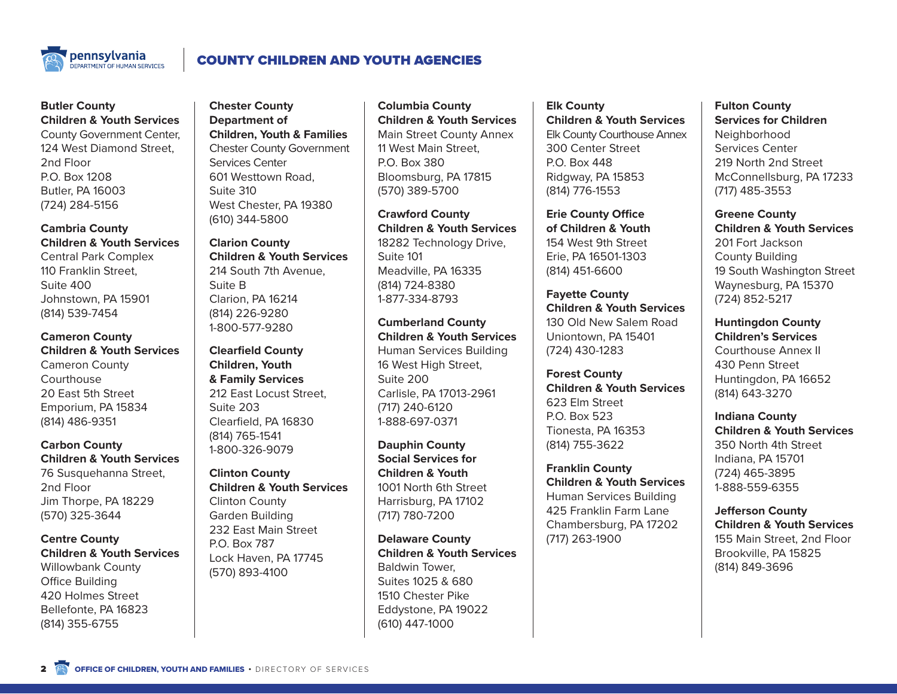# COUNTY CHILDREN AND YOUTH AGENCIES

**Butler County**
**Children & Youth Services**
County Government Center,
124 West Diamond Street,
2nd Floor
P.O. Box 1208
Butler, PA 16003
(724) 284-5156

**Cambria County**
**Children & Youth Services**
Central Park Complex
110 Franklin Street,
Suite 400
Johnstown, PA 15901
(814) 539-7454

**Cameron County**
**Children & Youth Services**
Cameron County
Courthouse
20 East 5th Street
Emporium, PA 15834
(814) 486-9351

**Carbon County**
**Children & Youth Services**
76 Susquehanna Street,
2nd Floor
Jim Thorpe, PA 18229
(570) 325-3644

**Centre County**
**Children & Youth Services**
Willowbank County
Office Building
420 Holmes Street
Bellefonte, PA 16823
(814) 355-6755

**Chester County**
**Department of**
**Children, Youth & Families**
Chester County Government
Services Center
601 Westtown Road,
Suite 310
West Chester, PA 19380
(610) 344-5800

**Clarion County**
**Children & Youth Services**
214 South 7th Avenue,
Suite B
Clarion, PA 16214
(814) 226-9280
1-800-577-9280

**Clearfield County**
**Children, Youth**
**& Family Services**
212 East Locust Street,
Suite 203
Clearfield, PA 16830
(814) 765-1541
1-800-326-9079

**Clinton County**
**Children & Youth Services**
Clinton County
Garden Building
232 East Main Street
P.O. Box 787
Lock Haven, PA 17745
(570) 893-4100

**Columbia County**
**Children & Youth Services**
Main Street County Annex
11 West Main Street,
P.O. Box 380
Bloomsburg, PA 17815
(570) 389-5700

**Crawford County**
**Children & Youth Services**
18282 Technology Drive,
Suite 101
Meadville, PA 16335
(814) 724-8380
1-877-334-8793

**Cumberland County**
**Children & Youth Services**
Human Services Building
16 West High Street,
Suite 200
Carlisle, PA 17013-2961
(717) 240-6120
1-888-697-0371

**Dauphin County**
**Social Services for**
**Children & Youth**
1001 North 6th Street
Harrisburg, PA 17102
(717) 780-7200

**Delaware County**
**Children & Youth Services**
Baldwin Tower,
Suites 1025 & 680
1510 Chester Pike
Eddystone, PA 19022
(610) 447-1000

**Elk County**
**Children & Youth Services**
Elk County Courthouse Annex
300 Center Street
P.O. Box 448
Ridgway, PA 15853
(814) 776-1553

**Erie County Office**
**of Children & Youth**
154 West 9th Street
Erie, PA 16501-1303
(814) 451-6600

**Fayette County**
**Children & Youth Services**
130 Old New Salem Road
Uniontown, PA 15401
(724) 430-1283

**Forest County**
**Children & Youth Services**
623 Elm Street
P.O. Box 523
Tionesta, PA 16353
(814) 755-3622

**Franklin County**
**Children & Youth Services**
Human Services Building
425 Franklin Farm Lane
Chambersburg, PA 17202
(717) 263-1900

**Fulton County**
**Services for Children**
Neighborhood
Services Center
219 North 2nd Street
McConnellsburg, PA 17233
(717) 485-3553

**Greene County**
**Children & Youth Services**
201 Fort Jackson
County Building
19 South Washington Street
Waynesburg, PA 15370
(724) 852-5217

**Huntingdon County**
**Children's Services**
Courthouse Annex II
430 Penn Street
Huntingdon, PA 16652
(814) 643-3270

**Indiana County**
**Children & Youth Services**
350 North 4th Street
Indiana, PA 15701
(724) 465-3895
1-888-559-6355

**Jefferson County**
**Children & Youth Services**
155 Main Street, 2nd Floor
Brookville, PA 15825
(814) 849-3696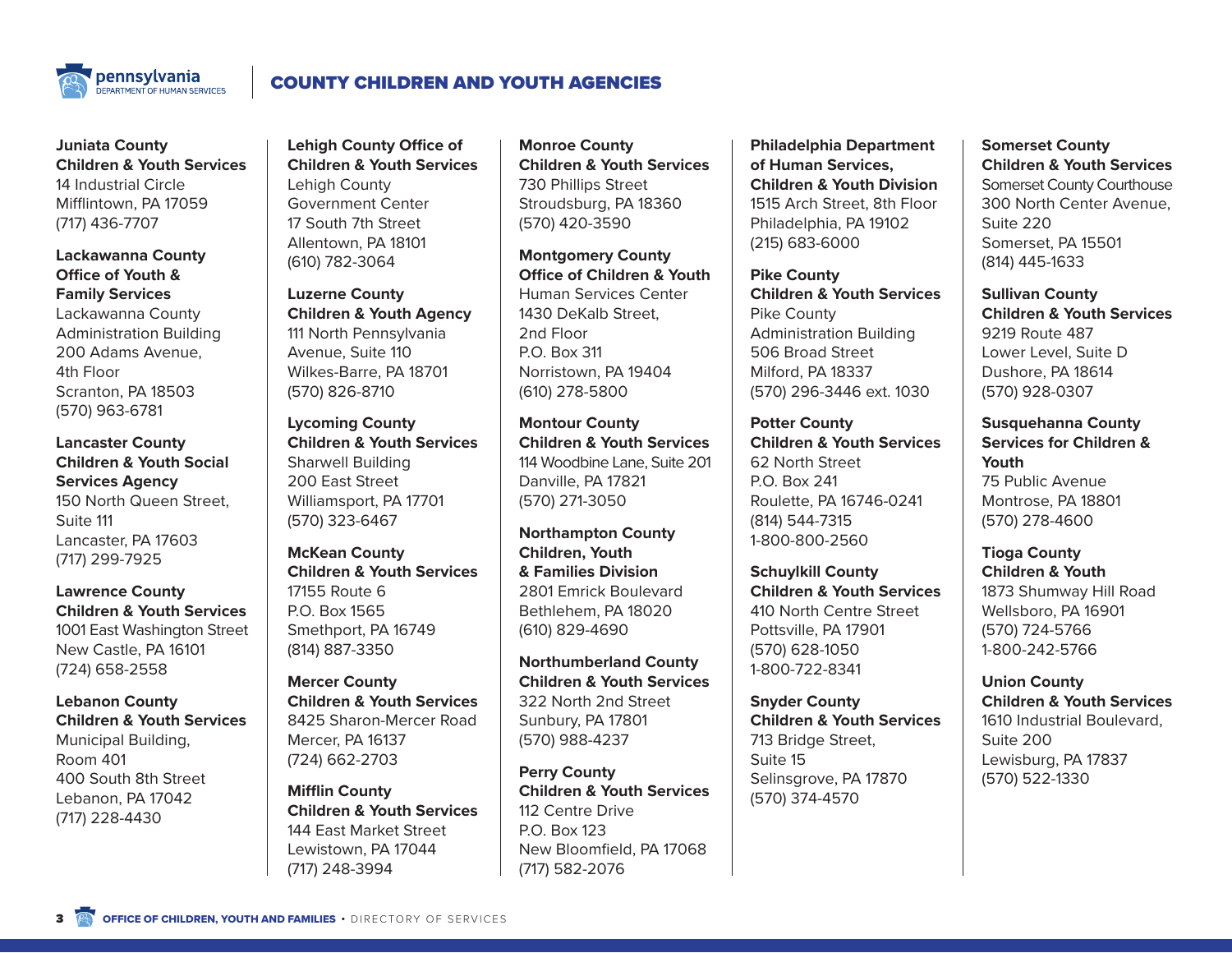# COUNTY CHILDREN AND YOUTH AGENCIES

**Juniata County**
**Children & Youth Services**
14 Industrial Circle
Mifflintown, PA 17059
(717) 436-7707

**Lackawanna County**
**Office of Youth &**
**Family Services**
Lackawanna County
Administration Building
200 Adams Avenue,
4th Floor
Scranton, PA 18503
(570) 963-6781

**Lancaster County**
**Children & Youth Social**
**Services Agency**
150 North Queen Street,
Suite 111
Lancaster, PA 17603
(717) 299-7925

**Lawrence County**
**Children & Youth Services**
1001 East Washington Street
New Castle, PA 16101
(724) 658-2558

**Lebanon County**
**Children & Youth Services**
Municipal Building,
Room 401
400 South 8th Street
Lebanon, PA 17042
(717) 228-4430

**Lehigh County Office of**
**Children & Youth Services**
Lehigh County
Government Center
17 South 7th Street
Allentown, PA 18101
(610) 782-3064

**Luzerne County**
**Children & Youth Agency**
111 North Pennsylvania
Avenue, Suite 110
Wilkes-Barre, PA 18701
(570) 826-8710

**Lycoming County**
**Children & Youth Services**
Sharwell Building
200 East Street
Williamsport, PA 17701
(570) 323-6467

**McKean County**
**Children & Youth Services**
17155 Route 6
P.O. Box 1565
Smethport, PA 16749
(814) 887-3350

**Mercer County**
**Children & Youth Services**
8425 Sharon-Mercer Road
Mercer, PA 16137
(724) 662-2703

**Mifflin County**
**Children & Youth Services**
144 East Market Street
Lewistown, PA 17044
(717) 248-3994

**Monroe County**
**Children & Youth Services**
730 Phillips Street
Stroudsburg, PA 18360
(570) 420-3590

**Montgomery County**
**Office of Children & Youth**
Human Services Center
1430 DeKalb Street,
2nd Floor
P.O. Box 311
Norristown, PA 19404
(610) 278-5800

**Montour County**
**Children & Youth Services**
114 Woodbine Lane, Suite 201
Danville, PA 17821
(570) 271-3050

**Northampton County**
**Children, Youth**
**& Families Division**
2801 Emrick Boulevard
Bethlehem, PA 18020
(610) 829-4690

**Northumberland County**
**Children & Youth Services**
322 North 2nd Street
Sunbury, PA 17801
(570) 988-4237

**Perry County**
**Children & Youth Services**
112 Centre Drive
P.O. Box 123
New Bloomfield, PA 17068
(717) 582-2076

**Philadelphia Department**
**of Human Services,**
**Children & Youth Division**
1515 Arch Street, 8th Floor
Philadelphia, PA 19102
(215) 683-6000

**Pike County**
**Children & Youth Services**
Pike County
Administration Building
506 Broad Street
Milford, PA 18337
(570) 296-3446 ext. 1030

**Potter County**
**Children & Youth Services**
62 North Street
P.O. Box 241
Roulette, PA 16746-0241
(814) 544-7315
1-800-800-2560

**Schuylkill County**
**Children & Youth Services**
410 North Centre Street
Pottsville, PA 17901
(570) 628-1050
1-800-722-8341

**Snyder County**
**Children & Youth Services**
713 Bridge Street,
Suite 15
Selinsgrove, PA 17870
(570) 374-4570

**Somerset County**
**Children & Youth Services**
Somerset County Courthouse
300 North Center Avenue,
Suite 220
Somerset, PA 15501
(814) 445-1633

**Sullivan County**
**Children & Youth Services**
9219 Route 487
Lower Level, Suite D
Dushore, PA 18614
(570) 928-0307

**Susquehanna County**
**Services for Children &**
**Youth**
75 Public Avenue
Montrose, PA 18801
(570) 278-4600

**Tioga County**
**Children & Youth**
1873 Shumway Hill Road
Wellsboro, PA 16901
(570) 724-5766
1-800-242-5766

**Union County**
**Children & Youth Services**
1610 Industrial Boulevard,
Suite 200
Lewisburg, PA 17837
(570) 522-1330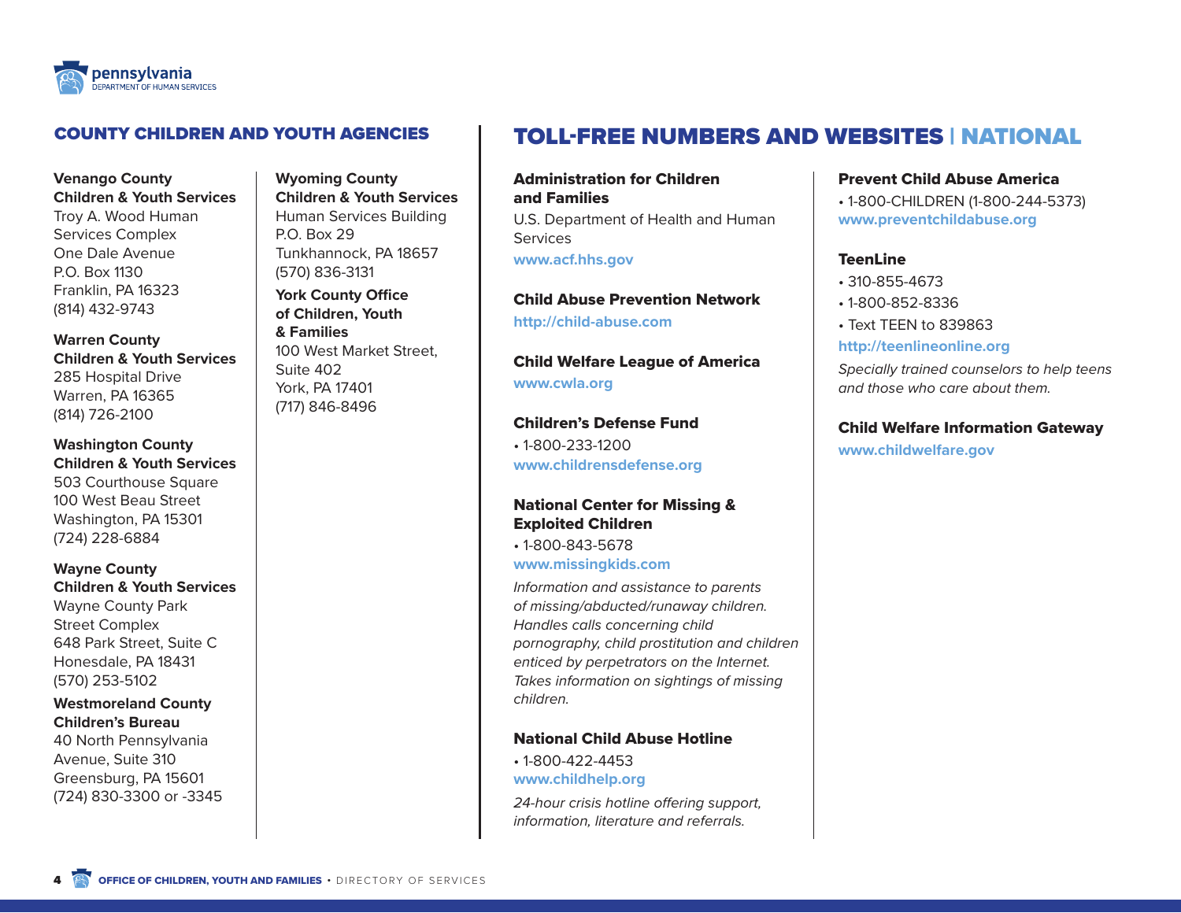## COUNTY CHILDREN AND YOUTH AGENCIES

**Venango County Children & Youth Services**
Troy A. Wood Human Services Complex
One Dale Avenue
P.O. Box 1130
Franklin, PA 16323
(814) 432-9743

**Warren County Children & Youth Services**
285 Hospital Drive
Warren, PA 16365
(814) 726-2100

**Washington County Children & Youth Services**
503 Courthouse Square
100 West Beau Street
Washington, PA 15301
(724) 228-6884

**Wayne County Children & Youth Services**
Wayne County Park Street Complex
648 Park Street, Suite C
Honesdale, PA 18431
(570) 253-5102

**Westmoreland County Children's Bureau**
40 North Pennsylvania Avenue, Suite 310
Greensburg, PA 15601
(724) 830-3300 or -3345

**Wyoming County Children & Youth Services**
Human Services Building
P.O. Box 29
Tunkhannock, PA 18657
(570) 836-3131

**York County Office of Children, Youth & Families**
100 West Market Street, Suite 402
York, PA 17401
(717) 846-8496

## TOLL-FREE NUMBERS AND WEBSITES | NATIONAL

**Administration for Children and Families**
U.S. Department of Health and Human Services
**www.acf.hhs.gov**

**Child Abuse Prevention Network**
**http://child-abuse.com**

**Child Welfare League of America**
**www.cwla.org**

**Children's Defense Fund**
- 1-800-233-1200

**www.childrensdefense.org**

**National Center for Missing & Exploited Children**
- 1-800-843-5678

**www.missingkids.com**

*Information and assistance to parents of missing/abducted/runaway children. Handles calls concerning child pornography, child prostitution and children enticed by perpetrators on the Internet. Takes information on sightings of missing children.*

**National Child Abuse Hotline**
- 1-800-422-4453

**www.childhelp.org**

*24-hour crisis hotline offering support, information, literature and referrals.*

**Prevent Child Abuse America**
- 1-800-CHILDREN (1-800-244-5373)

**www.preventchildabuse.org**

**TeenLine**
- 310-855-4673
- 1-800-852-8336
- Text TEEN to 839863

**http://teenlineonline.org**

*Specially trained counselors to help teens and those who care about them.*

**Child Welfare Information Gateway**
**www.childwelfare.gov**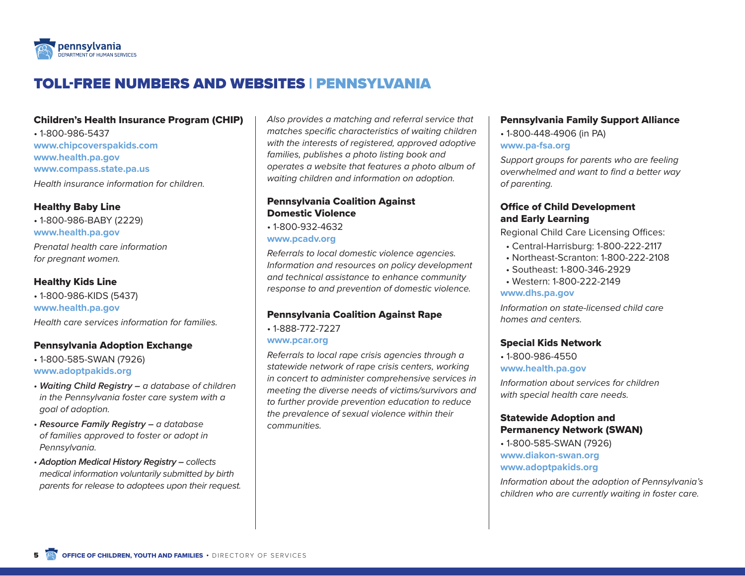# TOLL-FREE NUMBERS AND WEBSITES | PENNSYLVANIA

### Children's Health Insurance Program (CHIP)

- 1-800-986-5437

**www.chipcoverspakids.com**
**www.health.pa.gov**
**www.compass.state.pa.us**

*Health insurance information for children.*

### Healthy Baby Line

- 1-800-986-BABY (2229)

**www.health.pa.gov**

*Prenatal health care information for pregnant women.*

### Healthy Kids Line

- 1-800-986-KIDS (5437)

**www.health.pa.gov**

*Health care services information for families.*

### Pennsylvania Adoption Exchange

- 1-800-585-SWAN (7926)

**www.adoptpakids.org**

- ***Waiting Child Registry –*** *a database of children in the Pennsylvania foster care system with a goal of adoption.*
- ***Resource Family Registry –*** *a database of families approved to foster or adopt in Pennsylvania.*
- ***Adoption Medical History Registry –*** *collects medical information voluntarily submitted by birth parents for release to adoptees upon their request.*

*Also provides a matching and referral service that matches specific characteristics of waiting children with the interests of registered, approved adoptive families, publishes a photo listing book and operates a website that features a photo album of waiting children and information on adoption.*

### Pennsylvania Coalition Against Domestic Violence

- 1-800-932-4632

**www.pcadv.org**

*Referrals to local domestic violence agencies. Information and resources on policy development and technical assistance to enhance community response to and prevention of domestic violence.*

### Pennsylvania Coalition Against Rape

- 1-888-772-7227

**www.pcar.org**

*Referrals to local rape crisis agencies through a statewide network of rape crisis centers, working in concert to administer comprehensive services in meeting the diverse needs of victims/survivors and to further provide prevention education to reduce the prevalence of sexual violence within their communities.*

### Pennsylvania Family Support Alliance

- 1-800-448-4906 (in PA)

**www.pa-fsa.org**

*Support groups for parents who are feeling overwhelmed and want to find a better way of parenting.*

### Office of Child Development and Early Learning

Regional Child Care Licensing Offices:

- Central-Harrisburg: 1-800-222-2117
- Northeast-Scranton: 1-800-222-2108
- Southeast: 1-800-346-2929
- Western: 1-800-222-2149

**www.dhs.pa.gov**

*Information on state-licensed child care homes and centers.*

### Special Kids Network

- 1-800-986-4550

**www.health.pa.gov**

*Information about services for children with special health care needs.*

### Statewide Adoption and Permanency Network (SWAN)

- 1-800-585-SWAN (7926)

**www.diakon-swan.org**
**www.adoptpakids.org**

*Information about the adoption of Pennsylvania's children who are currently waiting in foster care.*